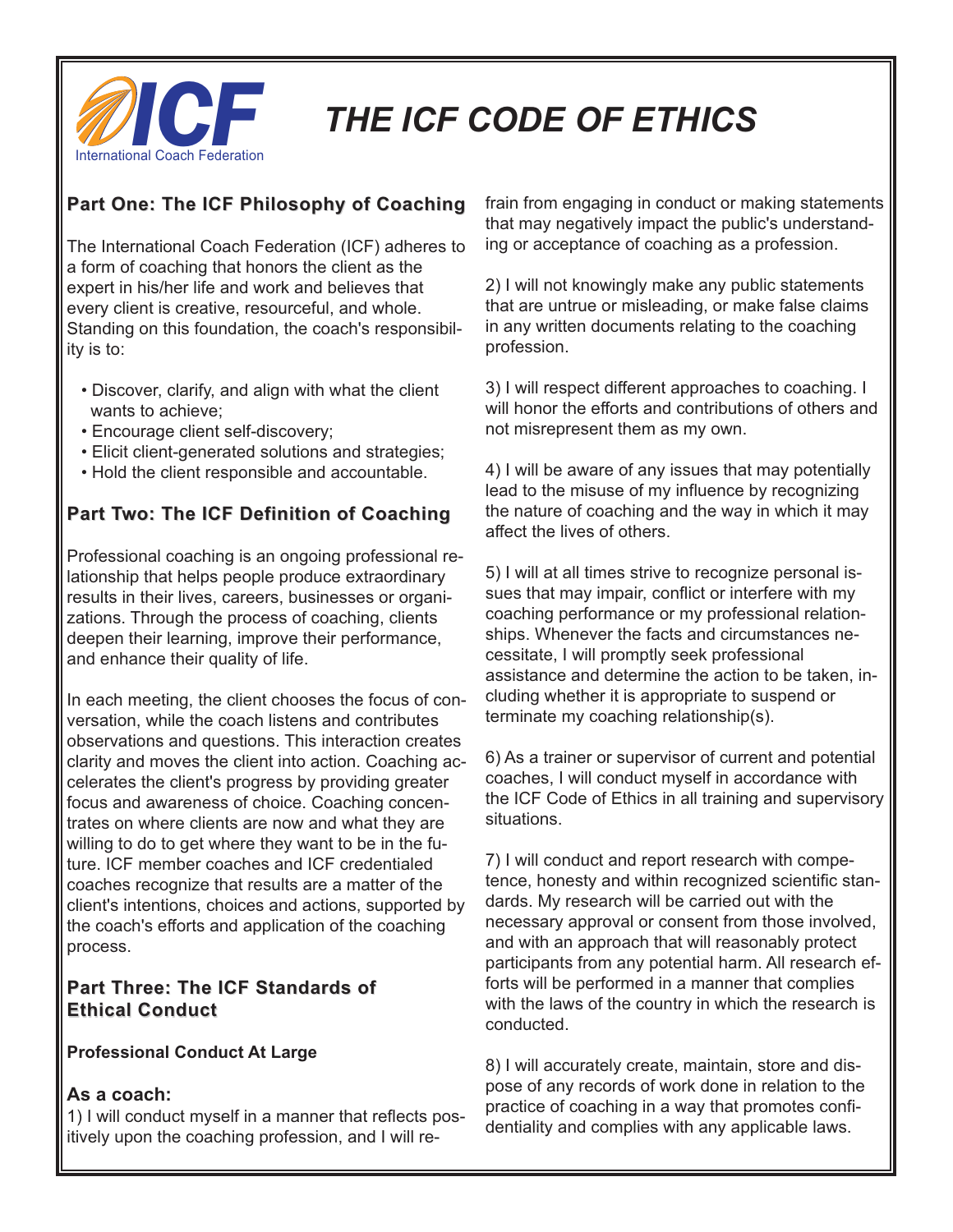International Coach Federation

# THE ICF CODE OF ETHICS

## Part One: The ICF Philosophy of Coaching

The International Coach Federation (ICF) adheres to a form of coaching that honors the client as the expert in his/her life and work and believes that every client is creative, resourceful, and whole. Standing on this foundation, the coach's responsibility is to:

- Discover, clarify, and align with what the client wants to achieve;
- Encourage client self-discovery;
- Elicit client-generated solutions and strategies;
- Hold the client responsible and accountable.

## Part Two: The ICF Definition of Coaching

Professional coaching is an ongoing professional relationship that helps people produce extraordinary results in their lives, careers, businesses or organizations. Through the process of coaching, clients deepen their learning, improve their performance, and enhance their quality of life.

In each meeting, the client chooses the focus of conversation, while the coach listens and contributes observations and questions. This interaction creates clarity and moves the client into action. Coaching accelerates the client's progress by providing greater focus and awareness of choice. Coaching concentrates on where clients are now and what they are willing to do to get where they want to be in the future. ICF member coaches and ICF credentialed coaches recognize that results are a matter of the client's intentions, choices and actions, supported by the coach's efforts and application of the coaching process.

## Part Three: The ICF Standards of Ethical Conduct

### Professional Conduct At Large

### As a coach:

1) I will conduct myself in a manner that reflects positively upon the coaching profession, and I will refrain from engaging in conduct or making statements that may negatively impact the public's understanding or acceptance of coaching as a profession.

2) I will not knowingly make any public statements that are untrue or misleading, or make false claims in any written documents relating to the coaching profession.

3) I will respect different approaches to coaching. I will honor the efforts and contributions of others and not misrepresent them as my own.

4) I will be aware of any issues that may potentially lead to the misuse of my influence by recognizing the nature of coaching and the way in which it may affect the lives of others.

5) I will at all times strive to recognize personal issues that may impair, conflict or interfere with my coaching performance or my professional relationships. Whenever the facts and circumstances necessitate, I will promptly seek professional assistance and determine the action to be taken, including whether it is appropriate to suspend or terminate my coaching relationship(s).

6) As a trainer or supervisor of current and potential coaches, I will conduct myself in accordance with the ICF Code of Ethics in all training and supervisory situations.

7) I will conduct and report research with competence, honesty and within recognized scientific standards. My research will be carried out with the necessary approval or consent from those involved, and with an approach that will reasonably protect participants from any potential harm. All research efforts will be performed in a manner that complies with the laws of the country in which the research is conducted.

8) I will accurately create, maintain, store and dispose of any records of work done in relation to the practice of coaching in a way that promotes confidentiality and complies with any applicable laws.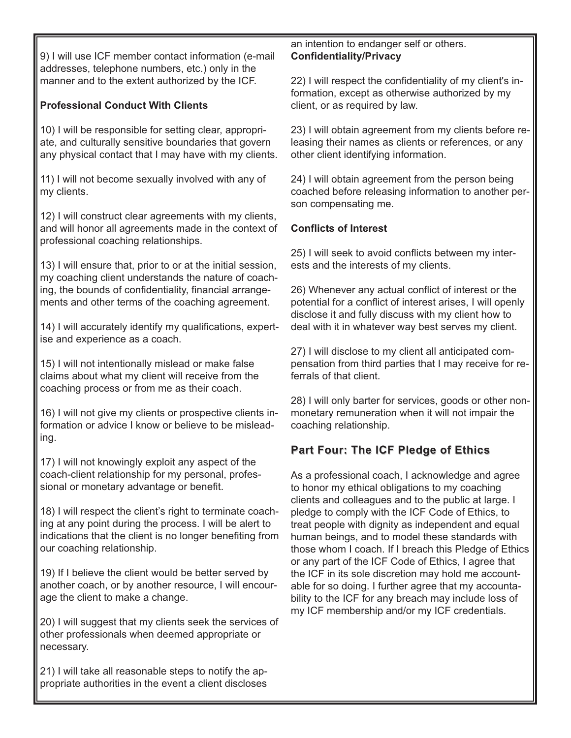9) I will use ICF member contact information (e-mail addresses, telephone numbers, etc.) only in the manner and to the extent authorized by the ICF.

**Professional Conduct With Clients**

10) I will be responsible for setting clear, appropriate, and culturally sensitive boundaries that govern any physical contact that I may have with my clients.

11) I will not become sexually involved with any of my clients.

12) I will construct clear agreements with my clients, and will honor all agreements made in the context of professional coaching relationships.

13) I will ensure that, prior to or at the initial session, my coaching client understands the nature of coaching, the bounds of confidentiality, financial arrangements and other terms of the coaching agreement.

14) I will accurately identify my qualifications, expertise and experience as a coach.

15) I will not intentionally mislead or make false claims about what my client will receive from the coaching process or from me as their coach.

16) I will not give my clients or prospective clients information or advice I know or believe to be misleading.

17) I will not knowingly exploit any aspect of the coach-client relationship for my personal, professional or monetary advantage or benefit.

18) I will respect the client's right to terminate coaching at any point during the process. I will be alert to indications that the client is no longer benefiting from our coaching relationship.

19) If I believe the client would be better served by another coach, or by another resource, I will encourage the client to make a change.

20) I will suggest that my clients seek the services of other professionals when deemed appropriate or necessary.

21) I will take all reasonable steps to notify the appropriate authorities in the event a client discloses an intention to endanger self or others.

**Confidentiality/Privacy**

22) I will respect the confidentiality of my client's information, except as otherwise authorized by my client, or as required by law.

23) I will obtain agreement from my clients before releasing their names as clients or references, or any other client identifying information.

24) I will obtain agreement from the person being coached before releasing information to another person compensating me.

**Conflicts of Interest**

25) I will seek to avoid conflicts between my interests and the interests of my clients.

26) Whenever any actual conflict of interest or the potential for a conflict of interest arises, I will openly disclose it and fully discuss with my client how to deal with it in whatever way best serves my client.

27) I will disclose to my client all anticipated compensation from third parties that I may receive for referrals of that client.

28) I will only barter for services, goods or other non-monetary remuneration when it will not impair the coaching relationship.

## Part Four: The ICF Pledge of Ethics

As a professional coach, I acknowledge and agree to honor my ethical obligations to my coaching clients and colleagues and to the public at large. I pledge to comply with the ICF Code of Ethics, to treat people with dignity as independent and equal human beings, and to model these standards with those whom I coach. If I breach this Pledge of Ethics or any part of the ICF Code of Ethics, I agree that the ICF in its sole discretion may hold me accountable for so doing. I further agree that my accountability to the ICF for any breach may include loss of my ICF membership and/or my ICF credentials.